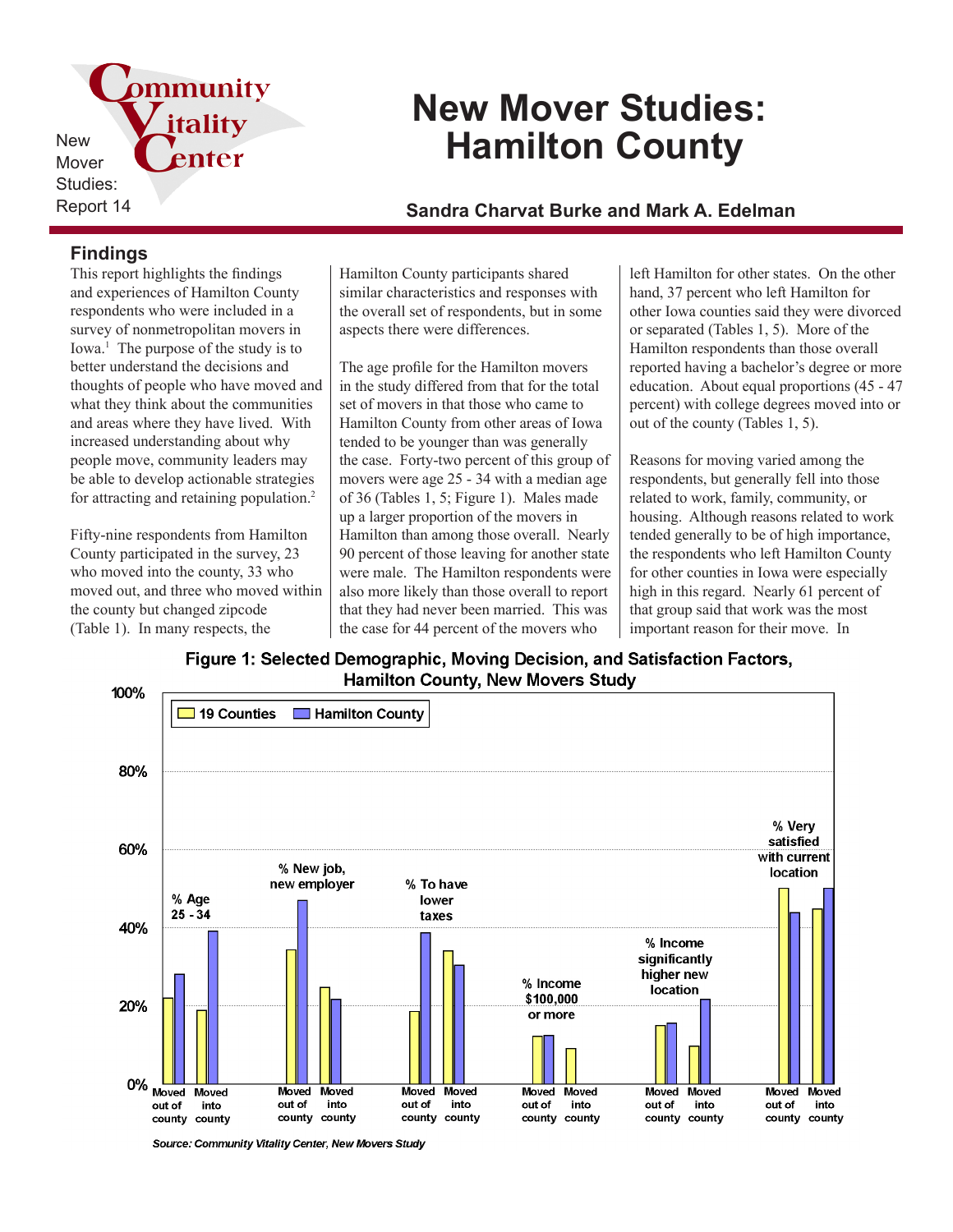New Mover Studies: Report 14

# New Mover Studies: Hamilton County

**Sandra Charvat Burke and Mark A. Edelman**

## Findings

This report highlights the findings and experiences of Hamilton County respondents who were included in a survey of nonmetropolitan movers in Iowa.[1] The purpose of the study is to better understand the decisions and thoughts of people who have moved and what they think about the communities and areas where they have lived. With increased understanding about why people move, community leaders may be able to develop actionable strategies for attracting and retaining population.[2]

Fifty-nine respondents from Hamilton County participated in the survey, 23 who moved into the county, 33 who moved out, and three who moved within the county but changed zipcode (Table 1). In many respects, the Hamilton County participants shared similar characteristics and responses with the overall set of respondents, but in some aspects there were differences.

The age profile for the Hamilton movers in the study differed from that for the total set of movers in that those who came to Hamilton County from other areas of Iowa tended to be younger than was generally the case. Forty-two percent of this group of movers were age 25 - 34 with a median age of 36 (Tables 1, 5; Figure 1). Males made up a larger proportion of the movers in Hamilton than among those overall. Nearly 90 percent of those leaving for another state were male. The Hamilton respondents were also more likely than those overall to report that they had never been married. This was the case for 44 percent of the movers who left Hamilton for other states. On the other hand, 37 percent who left Hamilton for other Iowa counties said they were divorced or separated (Tables 1, 5). More of the Hamilton respondents than those overall reported having a bachelor's degree or more education. About equal proportions (45 - 47 percent) with college degrees moved into or out of the county (Tables 1, 5).

Reasons for moving varied among the respondents, but generally fell into those related to work, family, community, or housing. Although reasons related to work tended generally to be of high importance, the respondents who left Hamilton County for other counties in Iowa were especially high in this regard. Nearly 61 percent of that group said that work was the most important reason for their move. In

**Figure 1: Selected Demographic, Moving Decision, and Satisfaction Factors, Hamilton County, New Movers Study**

*Source: Community Vitality Center, New Movers Study*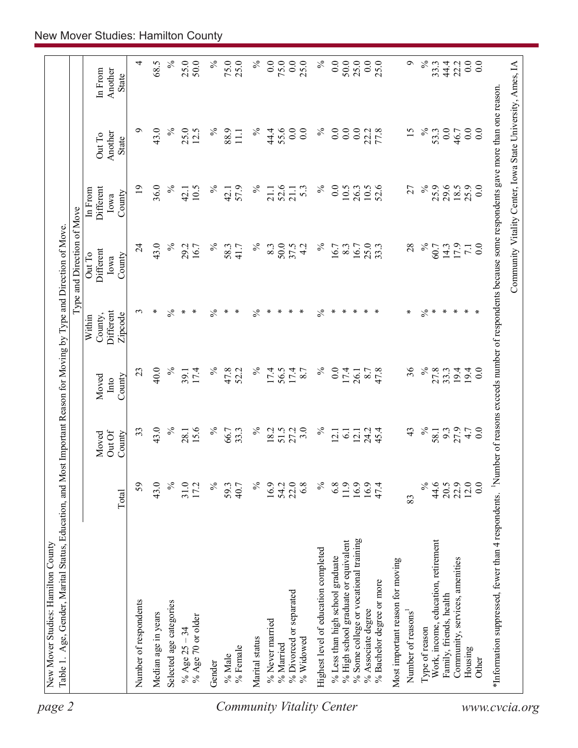New Mover Studies: Hamilton County

Table 1. Age, Gender, Marital Status, Education, and Most Important Reason for Moving by Type and Direction of Move.

| | Total | Moved Out Of County | Moved Into County | Type and Direction of Move: Within County, Different Zipcode | Out To Different Iowa County | In From Different Iowa County | Out To Another State | In From Another State |
|---|---|---|---|---|---|---|---|---|
| Number of respondents | 59 | 33 | 23 | 3 | 24 | 19 | 9 | 4 |
| Median age in years | 43.0 | 43.0 | 40.0 | * | 43.0 | 36.0 | 43.0 | 68.5 |
| Selected age categories | % | % | % | % | % | % | % | % |
| % Age 25 – 34 | 31.0 | 28.1 | 39.1 | * | 29.2 | 42.1 | 25.0 | 25.0 |
| % Age 70 or older | 17.2 | 15.6 | 17.4 | * | 16.7 | 10.5 | 12.5 | 50.0 |
| Gender | % | % | % | % | % | % | % | % |
| % Male | 59.3 | 66.7 | 47.8 | * | 58.3 | 42.1 | 88.9 | 75.0 |
| % Female | 40.7 | 33.3 | 52.2 | * | 41.7 | 57.9 | 11.1 | 25.0 |
| Marital status | % | % | % | % | % | % | % | % |
| % Never married | 16.9 | 18.2 | 17.4 | * | 8.3 | 21.1 | 44.4 | 0.0 |
| % Married | 54.2 | 51.5 | 56.5 | * | 50.0 | 52.6 | 55.6 | 75.0 |
| % Divorced or separated | 22.0 | 27.2 | 17.4 | * | 37.5 | 21.1 | 0.0 | 0.0 |
| % Widowed | 6.8 | 3.0 | 8.7 | * | 4.2 | 5.3 | 0.0 | 25.0 |
| Highest level of education completed | % | % | % | % | % | % | % | % |
| % Less than high school graduate | 6.8 | 12.1 | 0.0 | * | 16.7 | 0.0 | 0.0 | 0.0 |
| % High school graduate or equivalent | 11.9 | 6.1 | 17.4 | * | 8.3 | 10.5 | 0.0 | 50.0 |
| % Some college or vocational training | 16.9 | 12.1 | 26.1 | * | 16.7 | 26.3 | 0.0 | 25.0 |
| % Associate degree | 16.9 | 24.2 | 8.7 | * | 25.0 | 10.5 | 22.2 | 0.0 |
| % Bachelor degree or more | 47.4 | 45.4 | 47.8 | * | 33.3 | 52.6 | 77.8 | 25.0 |
| Most important reason for moving | | | | | | | | |
| Number of reasons[1] | 83 | 43 | 36 | * | 28 | 27 | 15 | 9 |
| Type of reason | % | % | % | % | % | % | % | % |
| Work, income, education, retirement | 44.6 | 58.1 | 27.8 | * | 60.7 | 25.9 | 53.3 | 33.3 |
| Family, friends, health | 20.5 | 9.3 | 33.3 | * | 14.3 | 29.6 | 0.0 | 44.4 |
| Community, services, amenities | 22.9 | 27.9 | 19.4 | * | 17.9 | 18.5 | 46.7 | 22.2 |
| Housing | 12.0 | 4.7 | 19.4 | * | 7.1 | 25.9 | 0.0 | 0.0 |
| Other | 0.0 | 0.0 | 0.0 | * | 0.0 | 0.0 | 0.0 | 0.0 |

*Information suppressed, fewer than 4 respondents. [1]Number of reasons exceeds number of respondents because some respondents gave more than one reason.

Community Vitality Center, Iowa State University, Ames, IA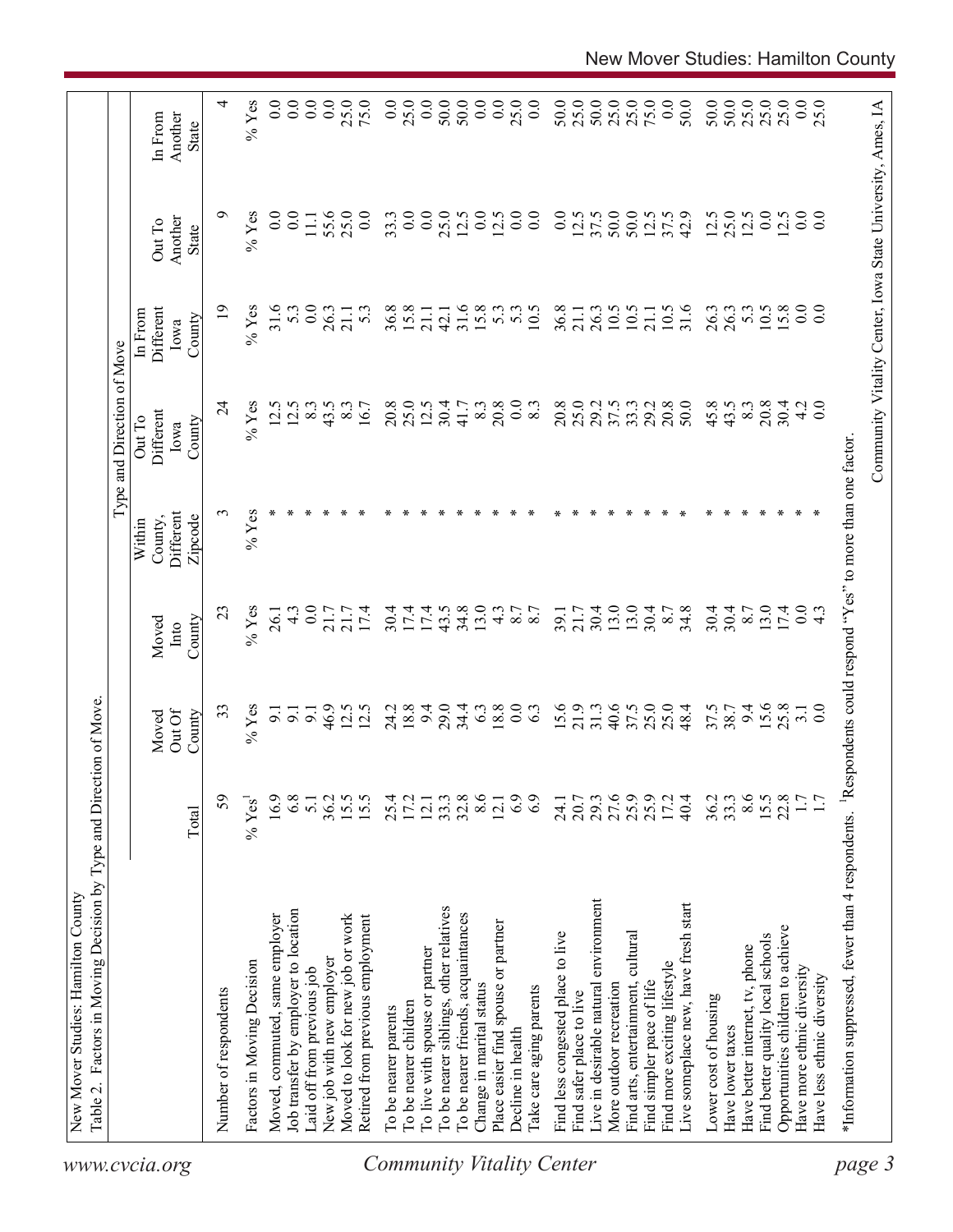New Mover Studies: Hamilton County

Table 2. Factors in Moving Decision by Type and Direction of Move.

| | Total | Moved Out Of County | Moved Into County | Type and Direction of Move: Within County, Different Zipcode | Out To Different Iowa County | In From Different Iowa County | Out To Another State | In From Another State |
|---|---|---|---|---|---|---|---|---|
| Number of respondents | 59 | 33 | 23 | 3 | 24 | 19 | 9 | 4 |
| Factors in Moving Decision | % Yes[1] | % Yes | % Yes | % Yes | % Yes | % Yes | % Yes | % Yes |
| Moved, commuted, same employer | 16.9 | 9.1 | 26.1 | * | 12.5 | 31.6 | 0.0 | 0.0 |
| Job transfer by employer to location | 6.8 | 9.1 | 4.3 | * | 12.5 | 5.3 | 0.0 | 0.0 |
| Laid off from previous job | 5.1 | 9.1 | 0.0 | * | 8.3 | 0.0 | 11.1 | 0.0 |
| New job with new employer | 36.2 | 46.9 | 21.7 | * | 43.5 | 26.3 | 55.6 | 0.0 |
| Moved to look for new job or work | 15.5 | 12.5 | 21.7 | * | 8.3 | 21.1 | 25.0 | 25.0 |
| Retired from previous employment | 15.5 | 12.5 | 17.4 | * | 16.7 | 5.3 | 0.0 | 75.0 |
| To be nearer parents | 25.4 | 24.2 | 30.4 | * | 20.8 | 36.8 | 33.3 | 0.0 |
| To be nearer children | 17.2 | 18.8 | 17.4 | * | 25.0 | 15.8 | 0.0 | 25.0 |
| To live with spouse or partner | 12.1 | 9.4 | 17.4 | * | 12.5 | 21.1 | 0.0 | 0.0 |
| To be nearer siblings, other relatives | 33.3 | 29.0 | 43.5 | * | 30.4 | 42.1 | 25.0 | 50.0 |
| To be nearer friends, acquaintances | 32.8 | 34.4 | 34.8 | * | 41.7 | 31.6 | 12.5 | 50.0 |
| Change in marital status | 8.6 | 6.3 | 13.0 | * | 8.3 | 15.8 | 0.0 | 0.0 |
| Place easier find spouse or partner | 12.1 | 18.8 | 4.3 | * | 20.8 | 5.3 | 12.5 | 0.0 |
| Decline in health | 6.9 | 0.0 | 8.7 | * | 0.0 | 5.3 | 0.0 | 25.0 |
| Take care aging parents | 6.9 | 6.3 | 8.7 | * | 8.3 | 10.5 | 0.0 | 0.0 |
| Find less congested place to live | 24.1 | 15.6 | 39.1 | * | 20.8 | 36.8 | 0.0 | 50.0 |
| Find safer place to live | 20.7 | 21.9 | 21.7 | * | 25.0 | 21.1 | 12.5 | 25.0 |
| Live in desirable natural environment | 29.3 | 31.3 | 30.4 | * | 29.2 | 26.3 | 37.5 | 50.0 |
| More outdoor recreation | 27.6 | 40.6 | 13.0 | * | 37.5 | 10.5 | 50.0 | 25.0 |
| Find arts, entertainment, cultural | 25.9 | 37.5 | 13.0 | * | 33.3 | 10.5 | 50.0 | 25.0 |
| Find simpler pace of life | 25.9 | 25.0 | 30.4 | * | 29.2 | 21.1 | 12.5 | 75.0 |
| Find more exciting lifestyle | 17.2 | 25.0 | 8.7 | * | 20.8 | 10.5 | 37.5 | 0.0 |
| Live someplace new, have fresh start | 40.4 | 48.4 | 34.8 | * | 50.0 | 31.6 | 42.9 | 50.0 |
| Lower cost of housing | 36.2 | 37.5 | 30.4 | * | 45.8 | 26.3 | 12.5 | 50.0 |
| Have lower taxes | 33.3 | 38.7 | 30.4 | * | 43.5 | 26.3 | 25.0 | 50.0 |
| Have better internet, tv, phone | 8.6 | 9.4 | 8.7 | * | 8.3 | 5.3 | 12.5 | 25.0 |
| Find better quality local schools | 15.5 | 15.6 | 13.0 | * | 20.8 | 10.5 | 0.0 | 25.0 |
| Opportunities children to achieve | 22.8 | 25.8 | 17.4 | * | 30.4 | 15.8 | 12.5 | 25.0 |
| Have more ethnic diversity | 1.7 | 3.1 | 0.0 | * | 4.2 | 0.0 | 0.0 | 0.0 |
| Have less ethnic diversity | 1.7 | 0.0 | 4.3 | * | 0.0 | 0.0 | 0.0 | 25.0 |

*Information suppressed, fewer than 4 respondents. [1]Respondents could respond "Yes" to more than one factor.

Community Vitality Center, Iowa State University, Ames, IA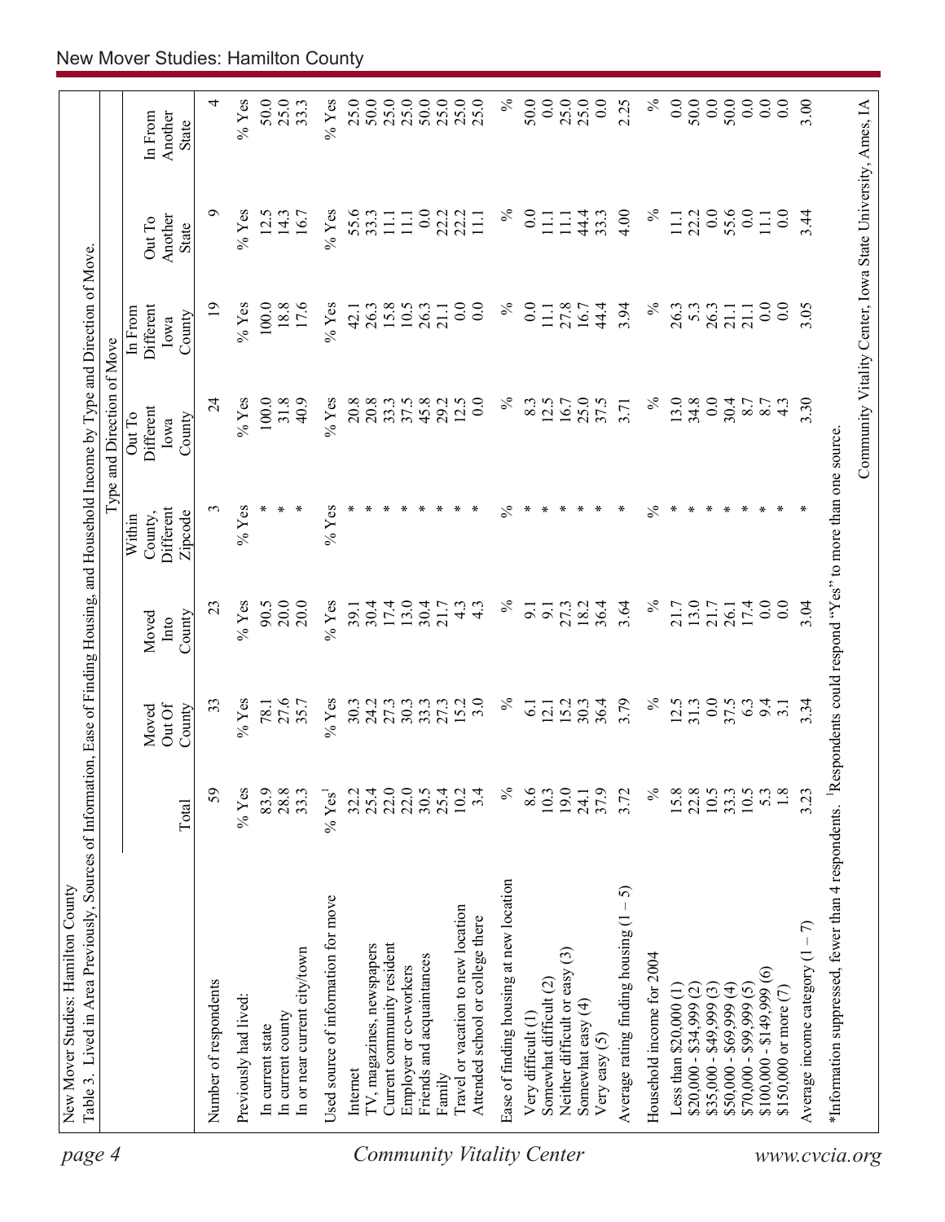New Mover Studies: Hamilton County

Table 3. Lived in Area Previously, Sources of Information, Ease of Finding Housing, and Household Income by Type and Direction of Move.

| | Total | Moved Out Of County | Moved Into County | Within County, Different Zipcode | Out To Different Iowa County | In From Different Iowa County | Out To Another State | In From Another State |
|---|---|---|---|---|---|---|---|---|
| | | | | Type and Direction of Move | | | | |
| Number of respondents | 59 | 33 | 23 | 3 | 24 | 19 | 9 | 4 |
| Previously had lived: | % Yes | % Yes | % Yes | % Yes | % Yes | % Yes | % Yes | % Yes |
| In current state | 83.9 | 78.1 | 90.5 | * | 100.0 | 100.0 | 12.5 | 50.0 |
| In current county | 28.8 | 27.6 | 20.0 | * | 31.8 | 18.8 | 14.3 | 25.0 |
| In or near current city/town | 33.3 | 35.7 | 20.0 | * | 40.9 | 17.6 | 16.7 | 33.3 |
| Used source of information for move | % Yes[1] | % Yes | % Yes | % Yes | % Yes | % Yes | % Yes | % Yes |
| Internet | 32.2 | 30.3 | 39.1 | * | 20.8 | 42.1 | 55.6 | 25.0 |
| TV, magazines, newspapers | 25.4 | 24.2 | 30.4 | * | 20.8 | 26.3 | 33.3 | 50.0 |
| Current community resident | 22.0 | 27.3 | 17.4 | * | 33.3 | 15.8 | 11.1 | 25.0 |
| Employer or co-workers | 22.0 | 30.3 | 13.0 | * | 37.5 | 10.5 | 11.1 | 25.0 |
| Friends and acquaintances | 30.5 | 33.3 | 30.4 | * | 45.8 | 26.3 | 0.0 | 50.0 |
| Family | 25.4 | 27.3 | 21.7 | * | 29.2 | 21.1 | 22.2 | 25.0 |
| Travel or vacation to new location | 10.2 | 15.2 | 4.3 | * | 12.5 | 0.0 | 22.2 | 25.0 |
| Attended school or college there | 3.4 | 3.0 | 4.3 | * | 0.0 | 0.0 | 11.1 | 25.0 |
| Ease of finding housing at new location | % | % | % | % | % | % | % | % |
| Very difficult (1) | 8.6 | 6.1 | 9.1 | * | 8.3 | 0.0 | 0.0 | 50.0 |
| Somewhat difficult (2) | 10.3 | 12.1 | 9.1 | * | 12.5 | 11.1 | 11.1 | 0.0 |
| Neither difficult or easy (3) | 19.0 | 15.2 | 27.3 | * | 16.7 | 27.8 | 11.1 | 25.0 |
| Somewhat easy (4) | 24.1 | 30.3 | 18.2 | * | 25.0 | 16.7 | 44.4 | 25.0 |
| Very easy (5) | 37.9 | 36.4 | 36.4 | * | 37.5 | 44.4 | 33.3 | 0.0 |
| Average rating finding housing (1 – 5) | 3.72 | 3.79 | 3.64 | * | 3.71 | 3.94 | 4.00 | 2.25 |
| Household income for 2004 | % | % | % | % | % | % | % | % |
| Less than $20,000 (1) | 15.8 | 12.5 | 21.7 | * | 13.0 | 26.3 | 11.1 | 0.0 |
| $20,000 - $34,999 (2) | 22.8 | 31.3 | 13.0 | * | 34.8 | 5.3 | 22.2 | 50.0 |
| $35,000 - $49,999 (3) | 10.5 | 0.0 | 21.7 | * | 0.0 | 26.3 | 0.0 | 0.0 |
| $50,000 - $69,999 (4) | 33.3 | 37.5 | 26.1 | * | 30.4 | 21.1 | 55.6 | 50.0 |
| $70,000 - $99,999 (5) | 10.5 | 6.3 | 17.4 | * | 8.7 | 21.1 | 0.0 | 0.0 |
| $100,000 - $149,999 (6) | 5.3 | 9.4 | 0.0 | * | 8.7 | 0.0 | 11.1 | 0.0 |
| $150,000 or more (7) | 1.8 | 3.1 | 0.0 | * | 4.3 | 0.0 | 0.0 | 0.0 |
| Average income category (1 – 7) | 3.23 | 3.34 | 3.04 | * | 3.30 | 3.05 | 3.44 | 3.00 |

*Information suppressed, fewer than 4 respondents. [1]Respondents could respond "Yes" to more than one source.

Community Vitality Center, Iowa State University, Ames, IA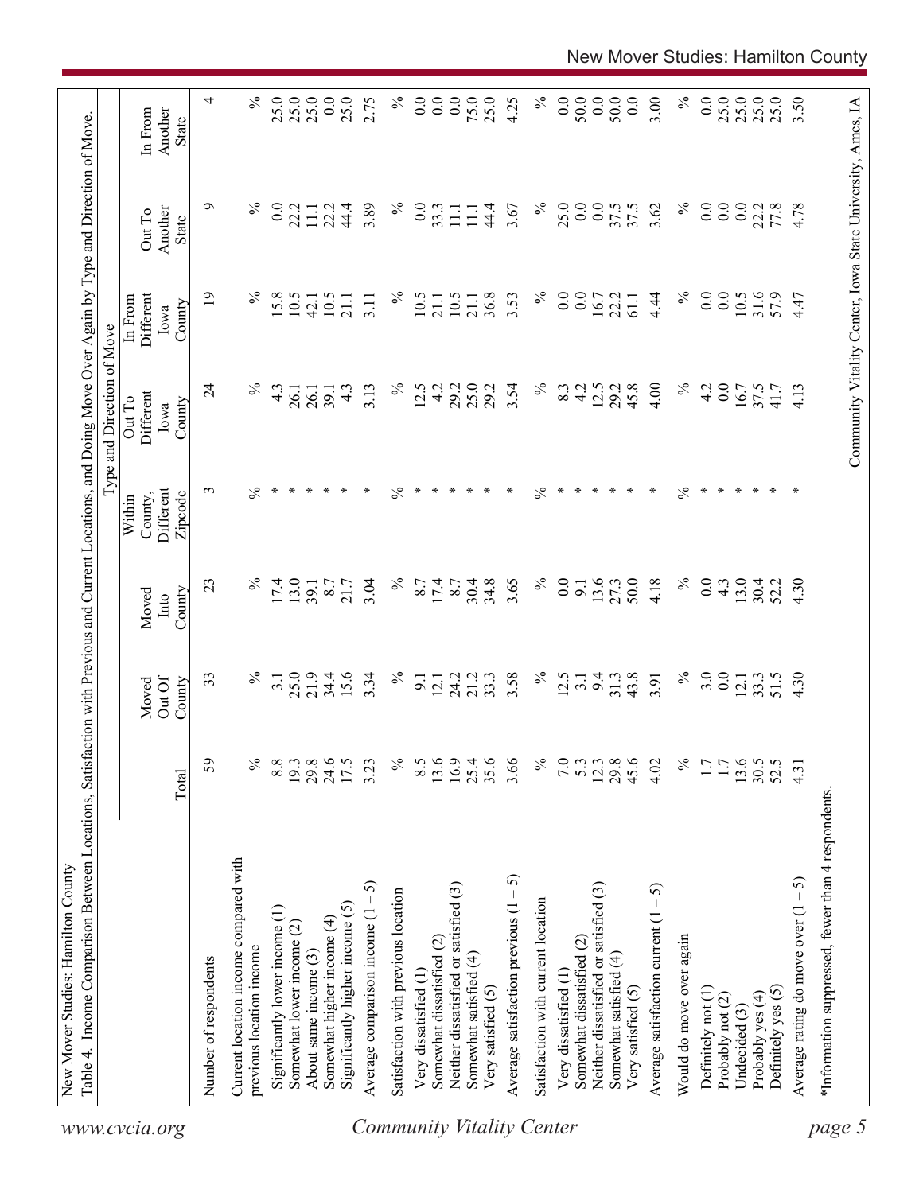New Mover Studies: Hamilton County

Table 4. Income Comparison Between Locations, Satisfaction with Previous and Current Locations, and Doing Move Over Again by Type and Direction of Move.

| | Total | Moved Out Of County | Moved Into County | Type and Direction of Move: Within County, Different Zipcode | Out To Different Iowa County | In From Different Iowa County | Out To Another State | In From Another State |
|---|---|---|---|---|---|---|---|---|
| Number of respondents | 59 | 33 | 23 | 3 | 24 | 19 | 9 | 4 |
| Current location income compared with previous location income | % | % | % | % | % | % | % | % |
| Significantly lower income (1) | 8.8 | 3.1 | 17.4 | * | 4.3 | 15.8 | 0.0 | 25.0 |
| Somewhat lower income (2) | 19.3 | 25.0 | 13.0 | * | 26.1 | 10.5 | 22.2 | 25.0 |
| About same income (3) | 29.8 | 21.9 | 39.1 | * | 26.1 | 42.1 | 11.1 | 25.0 |
| Somewhat higher income (4) | 24.6 | 34.4 | 8.7 | * | 39.1 | 10.5 | 22.2 | 0.0 |
| Significantly higher income (5) | 17.5 | 15.6 | 21.7 | * | 4.3 | 21.1 | 44.4 | 25.0 |
| Average comparison income (1 – 5) | 3.23 | 3.34 | 3.04 | * | 3.13 | 3.11 | 3.89 | 2.75 |
| Satisfaction with previous location | % | % | % | % | % | % | % | % |
| Very dissatisfied (1) | 8.5 | 9.1 | 8.7 | * | 12.5 | 10.5 | 0.0 | 0.0 |
| Somewhat dissatisfied (2) | 13.6 | 12.1 | 17.4 | * | 4.2 | 21.1 | 33.3 | 0.0 |
| Neither dissatisfied or satisfied (3) | 16.9 | 24.2 | 8.7 | * | 29.2 | 10.5 | 11.1 | 0.0 |
| Somewhat satisfied (4) | 25.4 | 21.2 | 30.4 | * | 25.0 | 21.1 | 11.1 | 75.0 |
| Very satisfied (5) | 35.6 | 33.3 | 34.8 | * | 29.2 | 36.8 | 44.4 | 25.0 |
| Average satisfaction previous (1 – 5) | 3.66 | 3.58 | 3.65 | * | 3.54 | 3.53 | 3.67 | 4.25 |
| Satisfaction with current location | % | % | % | % | % | % | % | % |
| Very dissatisfied (1) | 7.0 | 12.5 | 0.0 | * | 8.3 | 0.0 | 25.0 | 0.0 |
| Somewhat dissatisfied (2) | 5.3 | 3.1 | 9.1 | * | 4.2 | 0.0 | 0.0 | 50.0 |
| Neither dissatisfied or satisfied (3) | 12.3 | 9.4 | 13.6 | * | 12.5 | 16.7 | 0.0 | 0.0 |
| Somewhat satisfied (4) | 29.8 | 31.3 | 27.3 | * | 29.2 | 22.2 | 37.5 | 50.0 |
| Very satisfied (5) | 45.6 | 43.8 | 50.0 | * | 45.8 | 61.1 | 37.5 | 0.0 |
| Average satisfaction current (1 – 5) | 4.02 | 3.91 | 4.18 | * | 4.00 | 4.44 | 3.62 | 3.00 |
| Would do move over again | % | % | % | % | % | % | % | % |
| Definitely not (1) | 1.7 | 3.0 | 0.0 | * | 4.2 | 0.0 | 0.0 | 0.0 |
| Probably not (2) | 1.7 | 0.0 | 4.3 | * | 0.0 | 0.0 | 0.0 | 25.0 |
| Undecided (3) | 13.6 | 12.1 | 13.0 | * | 16.7 | 10.5 | 0.0 | 25.0 |
| Probably yes (4) | 30.5 | 33.3 | 30.4 | * | 37.5 | 31.6 | 22.2 | 25.0 |
| Definitely yes (5) | 52.5 | 51.5 | 52.2 | * | 41.7 | 57.9 | 77.8 | 25.0 |
| Average rating do move over (1 – 5) | 4.31 | 4.30 | 4.30 | * | 4.13 | 4.47 | 4.78 | 3.50 |

*Information suppressed, fewer than 4 respondents.

Community Vitality Center, Iowa State University, Ames, IA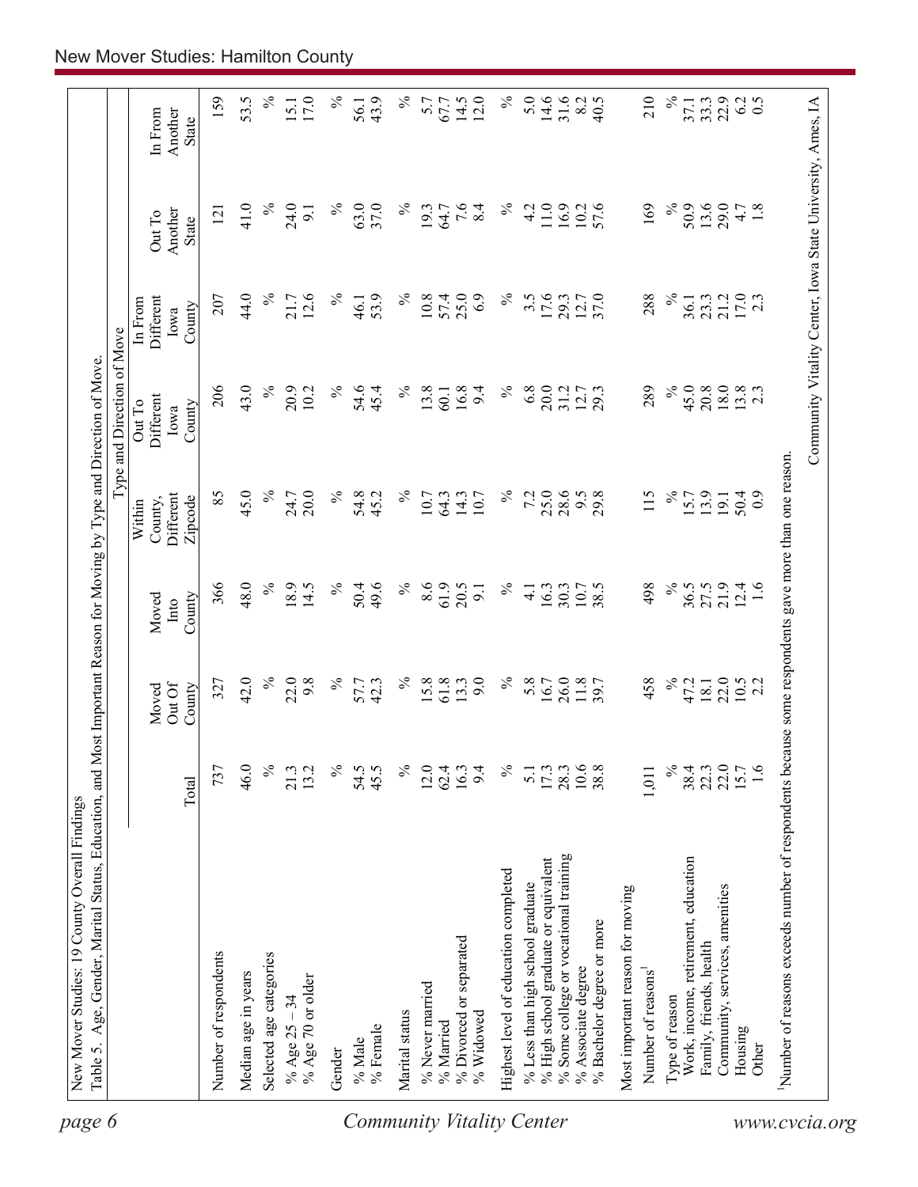New Mover Studies: 19 County Overall Findings

Table 5. Age, Gender, Marital Status, Education, and Most Important Reason for Moving by Type and Direction of Move.

| | Total | Moved Out Of County | Moved Into County | Within County, Different Zipcode | Out To Different Iowa County | In From Different Iowa County | Out To Another State | In From Another State |
|---|---|---|---|---|---|---|---|---|
| | | | | Type and Direction of Move | | | | |
| Number of respondents | 737 | 327 | 366 | 85 | 206 | 207 | 121 | 159 |
| Median age in years | 46.0 | 42.0 | 48.0 | 45.0 | 43.0 | 44.0 | 41.0 | 53.5 |
| Selected age categories | % | % | % | % | % | % | % | % |
| % Age 25 – 34 | 21.3 | 22.0 | 18.9 | 24.7 | 20.9 | 21.7 | 24.0 | 15.1 |
| % Age 70 or older | 13.2 | 9.8 | 14.5 | 20.0 | 10.2 | 12.6 | 9.1 | 17.0 |
| Gender | % | % | % | % | % | % | % | % |
| % Male | 54.5 | 57.7 | 50.4 | 54.8 | 54.6 | 46.1 | 63.0 | 56.1 |
| % Female | 45.5 | 42.3 | 49.6 | 45.2 | 45.4 | 53.9 | 37.0 | 43.9 |
| Marital status | % | % | % | % | % | % | % | % |
| % Never married | 12.0 | 15.8 | 8.6 | 10.7 | 13.8 | 10.8 | 19.3 | 5.7 |
| % Married | 62.4 | 61.8 | 61.9 | 64.3 | 60.1 | 57.4 | 64.7 | 67.7 |
| % Divorced or separated | 16.3 | 13.3 | 20.5 | 14.3 | 16.8 | 25.0 | 7.6 | 14.5 |
| % Widowed | 9.4 | 9.0 | 9.1 | 10.7 | 9.4 | 6.9 | 8.4 | 12.0 |
| Highest level of education completed | % | % | % | % | % | % | % | % |
| % Less than high school graduate | 5.1 | 5.8 | 4.1 | 7.2 | 6.8 | 3.5 | 4.2 | 5.0 |
| % High school graduate or equivalent | 17.3 | 16.7 | 16.3 | 25.0 | 20.0 | 17.6 | 11.0 | 14.6 |
| % Some college or vocational training | 28.3 | 26.0 | 30.3 | 28.6 | 31.2 | 29.3 | 16.9 | 31.6 |
| % Associate degree | 10.6 | 11.8 | 10.7 | 9.5 | 12.7 | 12.7 | 10.2 | 8.2 |
| % Bachelor degree or more | 38.8 | 39.7 | 38.5 | 29.8 | 29.3 | 37.0 | 57.6 | 40.5 |
| Most important reason for moving | | | | | | | | |
| Number of reasons[1] | 1,011 | 458 | 498 | 115 | 289 | 288 | 169 | 210 |
| Type of reason | % | % | % | % | % | % | % | % |
| Work, income, retirement, education | 38.4 | 47.2 | 36.5 | 15.7 | 45.0 | 36.1 | 50.9 | 37.1 |
| Family, friends, health | 22.3 | 18.1 | 27.5 | 13.9 | 20.8 | 23.3 | 13.6 | 33.3 |
| Community, services, amenities | 22.0 | 22.0 | 21.9 | 19.1 | 18.0 | 21.2 | 29.0 | 22.9 |
| Housing | 15.7 | 10.5 | 12.4 | 50.4 | 13.8 | 17.0 | 4.7 | 6.2 |
| Other | 1.6 | 2.2 | 1.6 | 0.9 | 2.3 | 2.3 | 1.8 | 0.5 |

[1]Number of reasons exceeds number of respondents because some respondents gave more than one reason.

Community Vitality Center, Iowa State University, Ames, IA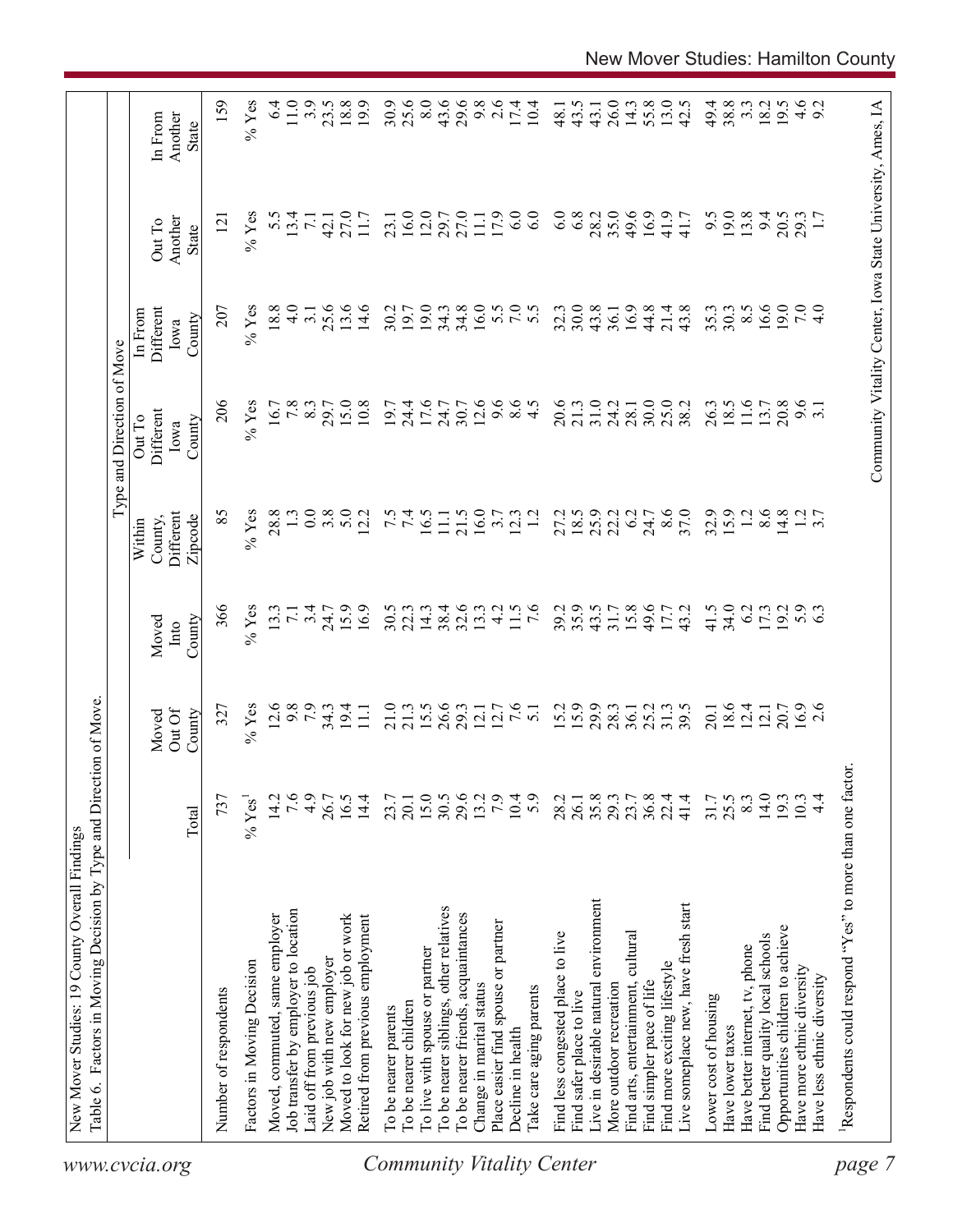New Mover Studies: 19 County Overall Findings

Table 6. Factors in Moving Decision by Type and Direction of Move.

| | | | | Type and Direction of Move | | | | |
|---|---|---|---|---|---|---|---|---|
| | Total | Moved Out Of County | Moved Into County | Within County, Different Zipcode | Out To Different Iowa County | In From Different Iowa County | Out To Another State | In From Another State |
| Number of respondents | 737 | 327 | 366 | 85 | 206 | 207 | 121 | 159 |
| Factors in Moving Decision | % Yes[1] | % Yes | % Yes | % Yes | % Yes | % Yes | % Yes | % Yes |
| Moved, commuted, same employer | 14.2 | 12.6 | 13.3 | 28.8 | 16.7 | 18.8 | 5.5 | 6.4 |
| Job transfer by employer to location | 7.6 | 9.8 | 7.1 | 1.3 | 7.8 | 4.0 | 13.4 | 11.0 |
| Laid off from previous job | 4.9 | 7.9 | 3.4 | 0.0 | 8.3 | 3.1 | 7.1 | 3.9 |
| New job with new employer | 26.7 | 34.3 | 24.7 | 3.8 | 29.7 | 25.6 | 42.1 | 23.5 |
| Moved to look for new job or work | 16.5 | 19.4 | 15.9 | 5.0 | 15.0 | 13.6 | 27.0 | 18.8 |
| Retired from previous employment | 14.4 | 11.1 | 16.9 | 12.2 | 10.8 | 14.6 | 11.7 | 19.9 |
| To be nearer parents | 23.7 | 21.0 | 30.5 | 7.5 | 19.7 | 30.2 | 23.1 | 30.9 |
| To be nearer children | 20.1 | 21.3 | 22.3 | 7.4 | 24.4 | 19.7 | 16.0 | 25.6 |
| To live with spouse or partner | 15.0 | 15.5 | 14.3 | 16.5 | 17.6 | 19.0 | 12.0 | 8.0 |
| To be nearer siblings, other relatives | 30.5 | 26.6 | 38.4 | 11.1 | 24.7 | 34.3 | 29.7 | 43.6 |
| To be nearer friends, acquaintances | 29.6 | 29.3 | 32.6 | 21.5 | 30.7 | 34.8 | 27.0 | 29.6 |
| Change in marital status | 13.2 | 12.1 | 13.3 | 16.0 | 12.6 | 16.0 | 11.1 | 9.8 |
| Place easier find spouse or partner | 7.9 | 12.7 | 4.2 | 3.7 | 9.6 | 5.5 | 17.9 | 2.6 |
| Decline in health | 10.4 | 7.6 | 11.5 | 12.3 | 8.6 | 7.0 | 6.0 | 17.4 |
| Take care aging parents | 5.9 | 5.1 | 7.6 | 1.2 | 4.5 | 5.5 | 6.0 | 10.4 |
| Find less congested place to live | 28.2 | 15.2 | 39.2 | 27.2 | 20.6 | 32.3 | 6.0 | 48.1 |
| Find safer place to live | 26.1 | 15.9 | 35.9 | 18.5 | 21.3 | 30.0 | 6.8 | 43.5 |
| Live in desirable natural environment | 35.8 | 29.9 | 43.5 | 25.9 | 31.0 | 43.8 | 28.2 | 43.1 |
| More outdoor recreation | 29.3 | 28.3 | 31.7 | 22.2 | 24.2 | 36.1 | 35.0 | 26.0 |
| Find arts, entertainment, cultural | 23.7 | 36.1 | 15.8 | 6.2 | 28.1 | 16.9 | 49.6 | 14.3 |
| Find simpler pace of life | 36.8 | 25.2 | 49.6 | 24.7 | 30.0 | 44.8 | 16.9 | 55.8 |
| Find more exciting lifestyle | 22.4 | 31.3 | 17.7 | 8.6 | 25.0 | 21.4 | 41.9 | 13.0 |
| Live someplace new, have fresh start | 41.4 | 39.5 | 43.2 | 37.0 | 38.2 | 43.8 | 41.7 | 42.5 |
| Lower cost of housing | 31.7 | 20.1 | 41.5 | 32.9 | 26.3 | 35.3 | 9.5 | 49.4 |
| Have lower taxes | 25.5 | 18.6 | 34.0 | 15.9 | 18.5 | 30.3 | 19.0 | 38.8 |
| Have better internet, tv, phone | 8.3 | 12.4 | 6.2 | 1.2 | 11.6 | 8.5 | 13.8 | 3.3 |
| Find better quality local schools | 14.0 | 12.1 | 17.3 | 8.6 | 13.7 | 16.6 | 9.4 | 18.2 |
| Opportunities children to achieve | 19.3 | 20.7 | 19.2 | 14.8 | 20.8 | 19.0 | 20.5 | 19.5 |
| Have more ethnic diversity | 10.3 | 16.9 | 5.9 | 1.2 | 9.6 | 7.0 | 29.3 | 4.6 |
| Have less ethnic diversity | 4.4 | 2.6 | 6.3 | 3.7 | 3.1 | 4.0 | 1.7 | 9.2 |

[1]Respondents could respond "Yes" to more than one factor.

Community Vitality Center, Iowa State University, Ames, IA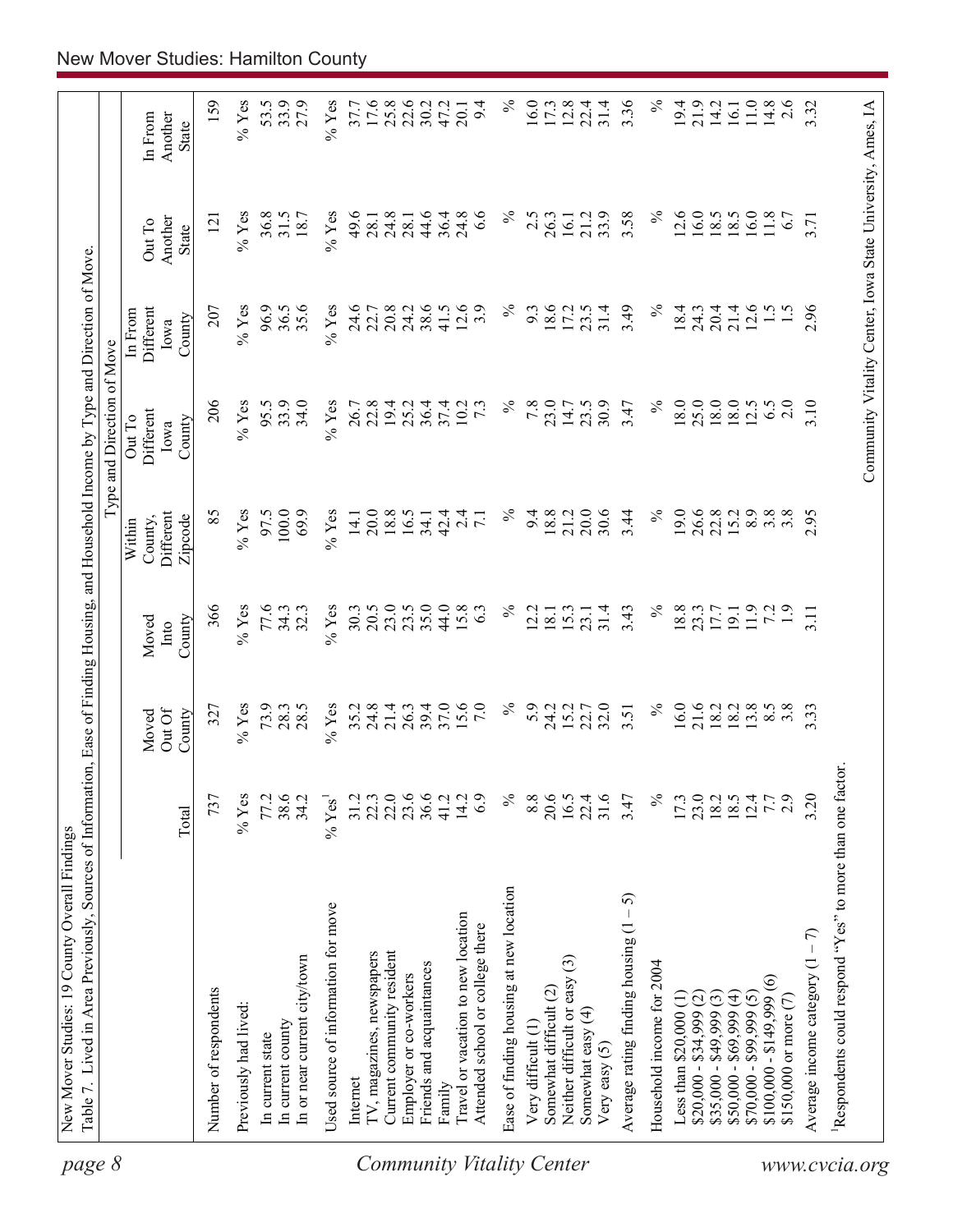New Mover Studies: 19 County Overall Findings

Table 7. Lived in Area Previously, Sources of Information, Ease of Finding Housing, and Household Income by Type and Direction of Move.

| | | Type and Direction of Move | | | | | | |
|---|---|---|---|---|---|---|---|---|
| | Total | Moved Out Of County | Moved Into County | Within County, Different Zipcode | Out To Different Iowa County | In From Different Iowa County | Out To Another State | In From Another State |
| Number of respondents | 737 | 327 | 366 | 85 | 206 | 207 | 121 | 159 |
| Previously had lived: | % Yes | % Yes | % Yes | % Yes | % Yes | % Yes | % Yes | % Yes |
| In current state | 77.2 | 73.9 | 77.6 | 97.5 | 95.5 | 96.9 | 36.8 | 53.5 |
| In current county | 38.6 | 28.3 | 34.3 | 100.0 | 33.9 | 36.5 | 31.5 | 33.9 |
| In or near current city/town | 34.2 | 28.5 | 32.3 | 69.9 | 34.0 | 35.6 | 18.7 | 27.9 |
| Used source of information for move | % Yes[1] | % Yes | % Yes | % Yes | % Yes | % Yes | % Yes | % Yes |
| Internet | 31.2 | 35.2 | 30.3 | 14.1 | 26.7 | 24.6 | 49.6 | 37.7 |
| TV, magazines, newspapers | 22.3 | 24.8 | 20.5 | 20.0 | 22.8 | 22.7 | 28.1 | 17.6 |
| Current community resident | 22.0 | 21.4 | 23.0 | 18.8 | 19.4 | 20.8 | 24.8 | 25.8 |
| Employer or co-workers | 23.6 | 26.3 | 23.5 | 16.5 | 25.2 | 24.2 | 28.1 | 22.6 |
| Friends and acquaintances | 36.6 | 39.4 | 35.0 | 34.1 | 36.4 | 38.6 | 44.6 | 30.2 |
| Family | 41.2 | 37.0 | 44.0 | 42.4 | 37.4 | 41.5 | 36.4 | 47.2 |
| Travel or vacation to new location | 14.2 | 15.6 | 15.8 | 2.4 | 10.2 | 12.6 | 24.8 | 20.1 |
| Attended school or college there | 6.9 | 7.0 | 6.3 | 7.1 | 7.3 | 3.9 | 6.6 | 9.4 |
| Ease of finding housing at new location | % | % | % | % | % | % | % | % |
| Very difficult (1) | 8.8 | 5.9 | 12.2 | 9.4 | 7.8 | 9.3 | 2.5 | 16.0 |
| Somewhat difficult (2) | 20.6 | 24.2 | 18.1 | 18.8 | 23.0 | 18.6 | 26.3 | 17.3 |
| Neither difficult or easy (3) | 16.5 | 15.2 | 15.3 | 21.2 | 14.7 | 17.2 | 16.1 | 12.8 |
| Somewhat easy (4) | 22.4 | 22.7 | 23.1 | 20.0 | 23.5 | 23.5 | 21.2 | 22.4 |
| Very easy (5) | 31.6 | 32.0 | 31.4 | 30.6 | 30.9 | 31.4 | 33.9 | 31.4 |
| Average rating finding housing (1 – 5) | 3.47 | 3.51 | 3.43 | 3.44 | 3.47 | 3.49 | 3.58 | 3.36 |
| Household income for 2004 | % | % | % | % | % | % | % | % |
| Less than $20,000 (1) | 17.3 | 16.0 | 18.8 | 19.0 | 18.0 | 18.4 | 12.6 | 19.4 |
| $20,000 - $34,999 (2) | 23.0 | 21.6 | 23.3 | 26.6 | 25.0 | 24.3 | 16.0 | 21.9 |
| $35,000 - $49,999 (3) | 18.2 | 18.2 | 17.7 | 22.8 | 18.0 | 20.4 | 18.5 | 14.2 |
| $50,000 - $69,999 (4) | 18.5 | 18.2 | 19.1 | 15.2 | 18.0 | 21.4 | 18.5 | 16.1 |
| $70,000 - $99,999 (5) | 12.4 | 13.8 | 11.9 | 8.9 | 12.5 | 12.6 | 16.0 | 11.0 |
| $100,000 - $149,999 (6) | 7.7 | 8.5 | 7.2 | 3.8 | 6.5 | 1.5 | 11.8 | 14.8 |
| $150,000 or more (7) | 2.9 | 3.8 | 1.9 | 3.8 | 2.0 | 1.5 | 6.7 | 2.6 |
| Average income category (1 – 7) | 3.20 | 3.33 | 3.11 | 2.95 | 3.10 | 2.96 | 3.71 | 3.32 |

[1]Respondents could respond "Yes" to more than one factor.

Community Vitality Center, Iowa State University, Ames, IA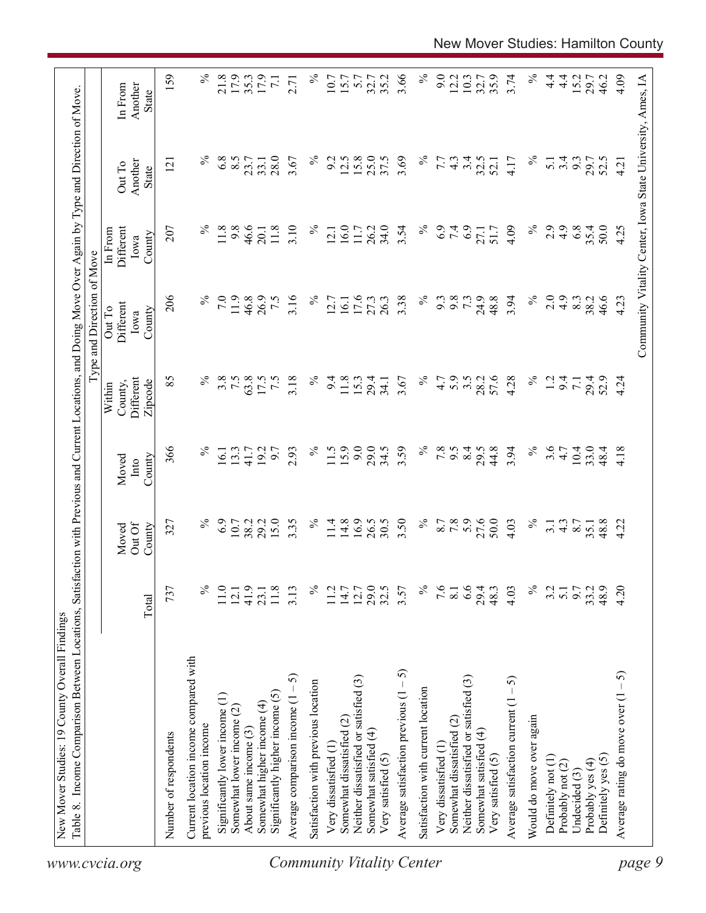New Mover Studies: 19 County Overall Findings

Table 8. Income Comparison Between Locations, Satisfaction with Previous and Current Locations, and Doing Move Over Again by Type and Direction of Move.

| | | | | Type and Direction of Move | | | | |
|---|---|---|---|---|---|---|---|---|
| | Total | Moved Out Of County | Moved Into County | Within County, Different Zipcode | Out To Different Iowa County | In From Different Iowa County | Out To Another State | In From Another State |
| Number of respondents | 737 | 327 | 366 | 85 | 206 | 207 | 121 | 159 |
| Current location income compared with previous location income | % | % | % | % | % | % | % | % |
| Significantly lower income (1) | 11.0 | 6.9 | 16.1 | 3.8 | 7.0 | 11.8 | 6.8 | 21.8 |
| Somewhat lower income (2) | 12.1 | 10.7 | 13.3 | 7.5 | 11.9 | 9.8 | 8.5 | 17.9 |
| About same income (3) | 41.9 | 38.2 | 41.7 | 63.8 | 46.8 | 46.6 | 23.7 | 35.3 |
| Somewhat higher income (4) | 23.1 | 29.2 | 19.2 | 17.5 | 26.9 | 20.1 | 33.1 | 17.9 |
| Significantly higher income (5) | 11.8 | 15.0 | 9.7 | 7.5 | 7.5 | 11.8 | 28.0 | 7.1 |
| Average comparison income (1 – 5) | 3.13 | 3.35 | 2.93 | 3.18 | 3.16 | 3.10 | 3.67 | 2.71 |
| Satisfaction with previous location | % | % | % | % | % | % | % | % |
| Very dissatisfied (1) | 11.2 | 11.4 | 11.5 | 9.4 | 12.7 | 12.1 | 9.2 | 10.7 |
| Somewhat dissatisfied (2) | 14.7 | 14.8 | 15.9 | 11.8 | 16.1 | 16.0 | 12.5 | 15.7 |
| Neither dissatisfied or satisfied (3) | 12.7 | 16.9 | 9.0 | 15.3 | 17.6 | 11.7 | 15.8 | 5.7 |
| Somewhat satisfied (4) | 29.0 | 26.5 | 29.0 | 29.4 | 27.3 | 26.2 | 25.0 | 32.7 |
| Very satisfied (5) | 32.5 | 30.5 | 34.5 | 34.1 | 26.3 | 34.0 | 37.5 | 35.2 |
| Average satisfaction previous (1 – 5) | 3.57 | 3.50 | 3.59 | 3.67 | 3.38 | 3.54 | 3.69 | 3.66 |
| Satisfaction with current location | % | % | % | % | % | % | % | % |
| Very dissatisfied (1) | 7.6 | 8.7 | 7.8 | 4.7 | 9.3 | 6.9 | 7.7 | 9.0 |
| Somewhat dissatisfied (2) | 8.1 | 7.8 | 9.5 | 5.9 | 9.8 | 7.4 | 4.3 | 12.2 |
| Neither dissatisfied or satisfied (3) | 6.6 | 5.9 | 8.4 | 3.5 | 7.3 | 6.9 | 3.4 | 10.3 |
| Somewhat satisfied (4) | 29.4 | 27.6 | 29.5 | 28.2 | 24.9 | 27.1 | 32.5 | 32.7 |
| Very satisfied (5) | 48.3 | 50.0 | 44.8 | 57.6 | 48.8 | 51.7 | 52.1 | 35.9 |
| Average satisfaction current (1 – 5) | 4.03 | 4.03 | 3.94 | 4.28 | 3.94 | 4.09 | 4.17 | 3.74 |
| Would do move over again | % | % | % | % | % | % | % | % |
| Definitely not (1) | 3.2 | 3.1 | 3.6 | 1.2 | 2.0 | 2.9 | 5.1 | 4.4 |
| Probably not (2) | 5.1 | 4.3 | 4.7 | 9.4 | 4.9 | 4.9 | 3.4 | 4.4 |
| Undecided (3) | 9.7 | 8.7 | 10.4 | 7.1 | 8.3 | 6.8 | 9.3 | 15.2 |
| Probably yes (4) | 33.2 | 35.1 | 33.0 | 29.4 | 38.2 | 35.4 | 29.7 | 29.7 |
| Definitely yes (5) | 48.9 | 48.8 | 48.4 | 52.9 | 46.6 | 50.0 | 52.5 | 46.2 |
| Average rating do move over (1 – 5) | 4.20 | 4.22 | 4.18 | 4.24 | 4.23 | 4.25 | 4.21 | 4.09 |

Community Vitality Center, Iowa State University, Ames, IA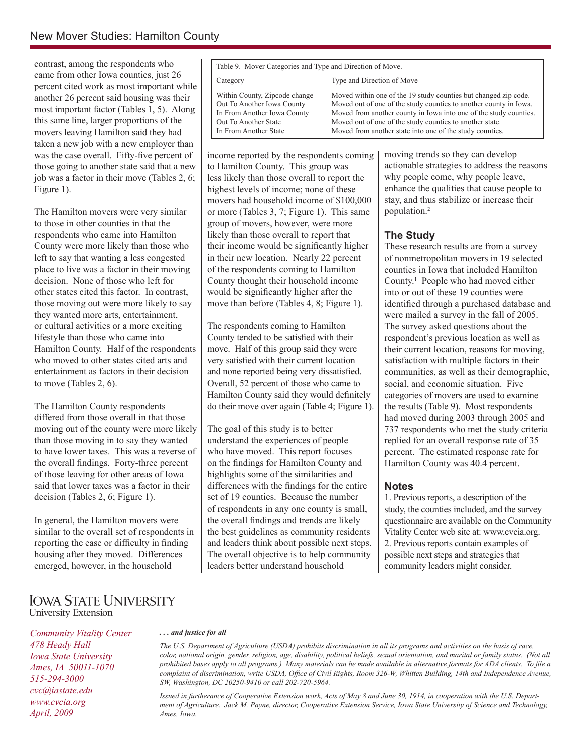contrast, among the respondents who came from other Iowa counties, just 26 percent cited work as most important while another 26 percent said housing was their most important factor (Tables 1, 5). Along this same line, larger proportions of the movers leaving Hamilton said they had taken a new job with a new employer than was the case overall. Fifty-five percent of those going to another state said that a new job was a factor in their move (Tables 2, 6; Figure 1).

The Hamilton movers were very similar to those in other counties in that the respondents who came into Hamilton County were more likely than those who left to say that wanting a less congested place to live was a factor in their moving decision. None of those who left for other states cited this factor. In contrast, those moving out were more likely to say they wanted more arts, entertainment, or cultural activities or a more exciting lifestyle than those who came into Hamilton County. Half of the respondents who moved to other states cited arts and entertainment as factors in their decision to move (Tables 2, 6).

The Hamilton County respondents differed from those overall in that those moving out of the county were more likely than those moving in to say they wanted to have lower taxes. This was a reverse of the overall findings. Forty-three percent of those leaving for other areas of Iowa said that lower taxes was a factor in their decision (Tables 2, 6; Figure 1).

In general, the Hamilton movers were similar to the overall set of respondents in reporting the ease or difficulty in finding housing after they moved. Differences emerged, however, in the household income reported by the respondents coming to Hamilton County. This group was less likely than those overall to report the highest levels of income; none of these movers had household income of $100,000 or more (Tables 3, 7; Figure 1). This same group of movers, however, were more likely than those overall to report that their income would be significantly higher in their new location. Nearly 22 percent of the respondents coming to Hamilton County thought their household income would be significantly higher after the move than before (Tables 4, 8; Figure 1).

The respondents coming to Hamilton County tended to be satisfied with their move. Half of this group said they were very satisfied with their current location and none reported being very dissatisfied. Overall, 52 percent of those who came to Hamilton County said they would definitely do their move over again (Table 4; Figure 1).

The goal of this study is to better understand the experiences of people who have moved. This report focuses on the findings for Hamilton County and highlights some of the similarities and differences with the findings for the entire set of 19 counties. Because the number of respondents in any one county is small, the overall findings and trends are likely the best guidelines as community residents and leaders think about possible next steps. The overall objective is to help community leaders better understand household moving trends so they can develop actionable strategies to address the reasons why people come, why people leave, enhance the qualities that cause people to stay, and thus stabilize or increase their population.[2]

Table 9. Mover Categories and Type and Direction of Move.

| Category | Type and Direction of Move |
|---|---|
| Within County, Zipcode change | Moved within one of the 19 study counties but changed zip code. |
| Out To Another Iowa County | Moved out of one of the study counties to another county in Iowa. |
| In From Another Iowa County | Moved from another county in Iowa into one of the study counties. |
| Out To Another State | Moved out of one of the study counties to another state. |
| In From Another State | Moved from another state into one of the study counties. |

## The Study

These research results are from a survey of nonmetropolitan movers in 19 selected counties in Iowa that included Hamilton County.[1] People who had moved either into or out of these 19 counties were identified through a purchased database and were mailed a survey in the fall of 2005. The survey asked questions about the respondent's previous location as well as their current location, reasons for moving, satisfaction with multiple factors in their communities, as well as their demographic, social, and economic situation. Five categories of movers are used to examine the results (Table 9). Most respondents had moved during 2003 through 2005 and 737 respondents who met the study criteria replied for an overall response rate of 35 percent. The estimated response rate for Hamilton County was 40.4 percent.

## Notes

1. Previous reports, a description of the study, the counties included, and the survey questionnaire are available on the Community Vitality Center web site at: www.cvcia.org.
2. Previous reports contain examples of possible next steps and strategies that community leaders might consider.

IOWA STATE UNIVERSITY
University Extension

*Community Vitality Center*
*478 Heady Hall*
*Iowa State University*
*Ames, IA 50011-1070*
*515-294-3000*
*cvc@iastate.edu*
*www.cvcia.org*
*April, 2009*

***. . . and justice for all***

*The U.S. Department of Agriculture (USDA) prohibits discrimination in all its programs and activities on the basis of race, color, national origin, gender, religion, age, disability, political beliefs, sexual orientation, and marital or family status. (Not all prohibited bases apply to all programs.) Many materials can be made available in alternative formats for ADA clients. To file a complaint of discrimination, write USDA, Office of Civil Rights, Room 326-W, Whitten Building, 14th and Independence Avenue, SW, Washington, DC 20250-9410 or call 202-720-5964.*

*Issued in furtherance of Cooperative Extension work, Acts of May 8 and June 30, 1914, in cooperation with the U.S. Department of Agriculture. Jack M. Payne, director, Cooperative Extension Service, Iowa State University of Science and Technology, Ames, Iowa.*